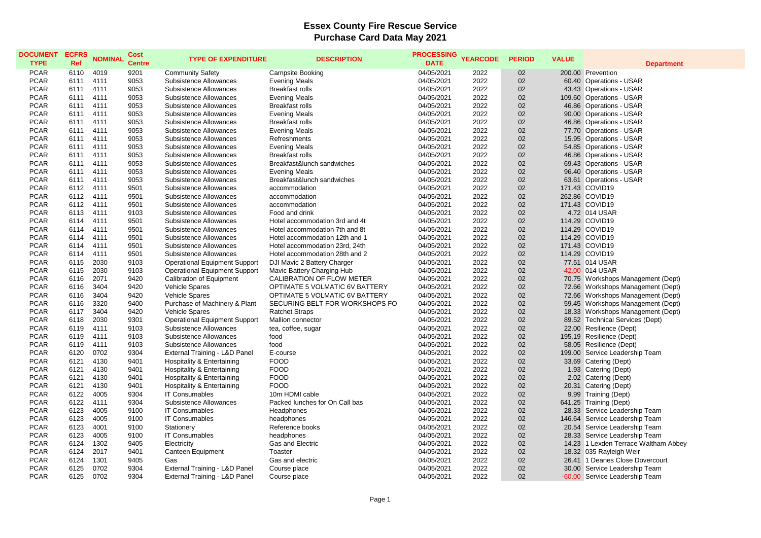# Essex County Fire Rescue Service
## Purchase Card Data May 2021

| DOCUMENT TYPE | ECFRS Ref | NOMINAL | Cost Centre | TYPE OF EXPENDITURE | DESCRIPTION | PROCESSING DATE | YEARCODE | PERIOD | VALUE | Department |
|---|---|---|---|---|---|---|---|---|---|---|
| PCAR | 6110 | 4019 | 9201 | Community Safety | Campsite Booking | 04/05/2021 | 2022 | 02 | 200.00 | Prevention |
| PCAR | 6111 | 4111 | 9053 | Subsistence Allowances | Evening Meals | 04/05/2021 | 2022 | 02 | 60.40 | Operations - USAR |
| PCAR | 6111 | 4111 | 9053 | Subsistence Allowances | Breakfast rolls | 04/05/2021 | 2022 | 02 | 43.43 | Operations - USAR |
| PCAR | 6111 | 4111 | 9053 | Subsistence Allowances | Evening Meals | 04/05/2021 | 2022 | 02 | 109.60 | Operations - USAR |
| PCAR | 6111 | 4111 | 9053 | Subsistence Allowances | Breakfast rolls | 04/05/2021 | 2022 | 02 | 46.86 | Operations - USAR |
| PCAR | 6111 | 4111 | 9053 | Subsistence Allowances | Evening Meals | 04/05/2021 | 2022 | 02 | 90.00 | Operations - USAR |
| PCAR | 6111 | 4111 | 9053 | Subsistence Allowances | Breakfast rolls | 04/05/2021 | 2022 | 02 | 46.86 | Operations - USAR |
| PCAR | 6111 | 4111 | 9053 | Subsistence Allowances | Evening Meals | 04/05/2021 | 2022 | 02 | 77.70 | Operations - USAR |
| PCAR | 6111 | 4111 | 9053 | Subsistence Allowances | Refreshments | 04/05/2021 | 2022 | 02 | 15.95 | Operations - USAR |
| PCAR | 6111 | 4111 | 9053 | Subsistence Allowances | Evening Meals | 04/05/2021 | 2022 | 02 | 54.85 | Operations - USAR |
| PCAR | 6111 | 4111 | 9053 | Subsistence Allowances | Breakfast rolls | 04/05/2021 | 2022 | 02 | 46.86 | Operations - USAR |
| PCAR | 6111 | 4111 | 9053 | Subsistence Allowances | Breakfast&lunch sandwiches | 04/05/2021 | 2022 | 02 | 69.43 | Operations - USAR |
| PCAR | 6111 | 4111 | 9053 | Subsistence Allowances | Evening Meals | 04/05/2021 | 2022 | 02 | 96.40 | Operations - USAR |
| PCAR | 6111 | 4111 | 9053 | Subsistence Allowances | Breakfast&lunch sandwiches | 04/05/2021 | 2022 | 02 | 63.61 | Operations - USAR |
| PCAR | 6112 | 4111 | 9501 | Subsistence Allowances | accommodation | 04/05/2021 | 2022 | 02 | 171.43 | COVID19 |
| PCAR | 6112 | 4111 | 9501 | Subsistence Allowances | accommodation | 04/05/2021 | 2022 | 02 | 262.86 | COVID19 |
| PCAR | 6112 | 4111 | 9501 | Subsistence Allowances | accommodation | 04/05/2021 | 2022 | 02 | 171.43 | COVID19 |
| PCAR | 6113 | 4111 | 9103 | Subsistence Allowances | Food and drink | 04/05/2021 | 2022 | 02 | 4.72 | 014 USAR |
| PCAR | 6114 | 4111 | 9501 | Subsistence Allowances | Hotel accommodation 3rd and 4t | 04/05/2021 | 2022 | 02 | 114.29 | COVID19 |
| PCAR | 6114 | 4111 | 9501 | Subsistence Allowances | Hotel accommodation 7th and 8t | 04/05/2021 | 2022 | 02 | 114.29 | COVID19 |
| PCAR | 6114 | 4111 | 9501 | Subsistence Allowances | Hotel accommodation 12th and 1 | 04/05/2021 | 2022 | 02 | 114.29 | COVID19 |
| PCAR | 6114 | 4111 | 9501 | Subsistence Allowances | Hotel accommodation 23rd, 24th | 04/05/2021 | 2022 | 02 | 171.43 | COVID19 |
| PCAR | 6114 | 4111 | 9501 | Subsistence Allowances | Hotel accommodation 28th and 2 | 04/05/2021 | 2022 | 02 | 114.29 | COVID19 |
| PCAR | 6115 | 2030 | 9103 | Operational Equipment Support | DJI Mavic 2 Battery Charger | 04/05/2021 | 2022 | 02 | 77.51 | 014 USAR |
| PCAR | 6115 | 2030 | 9103 | Operational Equipment Support | Mavic Battery Charging Hub | 04/05/2021 | 2022 | 02 | -42.00 | 014 USAR |
| PCAR | 6116 | 2071 | 9420 | Calibration of Equipment | CALIBRATION OF FLOW METER | 04/05/2021 | 2022 | 02 | 70.75 | Workshops Management (Dept) |
| PCAR | 6116 | 3404 | 9420 | Vehicle Spares | OPTIMATE 5 VOLMATIC 6V BATTERY | 04/05/2021 | 2022 | 02 | 72.66 | Workshops Management (Dept) |
| PCAR | 6116 | 3404 | 9420 | Vehicle Spares | OPTIMATE 5 VOLMATIC 6V BATTERY | 04/05/2021 | 2022 | 02 | 72.66 | Workshops Management (Dept) |
| PCAR | 6116 | 3320 | 9400 | Purchase of Machinery & Plant | SECURING BELT FOR WORKSHOPS FO | 04/05/2021 | 2022 | 02 | 59.45 | Workshops Management (Dept) |
| PCAR | 6117 | 3404 | 9420 | Vehicle Spares | Ratchet Straps | 04/05/2021 | 2022 | 02 | 18.33 | Workshops Management (Dept) |
| PCAR | 6118 | 2030 | 9301 | Operational Equipment Support | Mallion connector | 04/05/2021 | 2022 | 02 | 89.52 | Technical Services (Dept) |
| PCAR | 6119 | 4111 | 9103 | Subsistence Allowances | tea, coffee, sugar | 04/05/2021 | 2022 | 02 | 22.00 | Resilience (Dept) |
| PCAR | 6119 | 4111 | 9103 | Subsistence Allowances | food | 04/05/2021 | 2022 | 02 | 195.19 | Resilience (Dept) |
| PCAR | 6119 | 4111 | 9103 | Subsistence Allowances | food | 04/05/2021 | 2022 | 02 | 58.05 | Resilience (Dept) |
| PCAR | 6120 | 0702 | 9304 | External Training - L&D Panel | E-course | 04/05/2021 | 2022 | 02 | 199.00 | Service Leadership Team |
| PCAR | 6121 | 4130 | 9401 | Hospitality & Entertaining | FOOD | 04/05/2021 | 2022 | 02 | 33.69 | Catering (Dept) |
| PCAR | 6121 | 4130 | 9401 | Hospitality & Entertaining | FOOD | 04/05/2021 | 2022 | 02 | 1.93 | Catering (Dept) |
| PCAR | 6121 | 4130 | 9401 | Hospitality & Entertaining | FOOD | 04/05/2021 | 2022 | 02 | 2.02 | Catering (Dept) |
| PCAR | 6121 | 4130 | 9401 | Hospitality & Entertaining | FOOD | 04/05/2021 | 2022 | 02 | 20.31 | Catering (Dept) |
| PCAR | 6122 | 4005 | 9304 | IT Consumables | 10m HDMI cable | 04/05/2021 | 2022 | 02 | 9.99 | Training (Dept) |
| PCAR | 6122 | 4111 | 9304 | Subsistence Allowances | Packed lunches for On Call bas | 04/05/2021 | 2022 | 02 | 641.25 | Training (Dept) |
| PCAR | 6123 | 4005 | 9100 | IT Consumables | Headphones | 04/05/2021 | 2022 | 02 | 28.33 | Service Leadership Team |
| PCAR | 6123 | 4005 | 9100 | IT Consumables | headphones | 04/05/2021 | 2022 | 02 | 146.64 | Service Leadership Team |
| PCAR | 6123 | 4001 | 9100 | Stationery | Reference books | 04/05/2021 | 2022 | 02 | 20.54 | Service Leadership Team |
| PCAR | 6123 | 4005 | 9100 | IT Consumables | headphones | 04/05/2021 | 2022 | 02 | 28.33 | Service Leadership Team |
| PCAR | 6124 | 1302 | 9405 | Electricity | Gas and Electric | 04/05/2021 | 2022 | 02 | 14.23 | 1 Lexden Terrace Waltham Abbey |
| PCAR | 6124 | 2017 | 9401 | Canteen Equipment | Toaster | 04/05/2021 | 2022 | 02 | 18.32 | 035 Rayleigh Weir |
| PCAR | 6124 | 1301 | 9405 | Gas | Gas and electric | 04/05/2021 | 2022 | 02 | 26.41 | 1 Deanes Close Dovercourt |
| PCAR | 6125 | 0702 | 9304 | External Training - L&D Panel | Course place | 04/05/2021 | 2022 | 02 | 30.00 | Service Leadership Team |
| PCAR | 6125 | 0702 | 9304 | External Training - L&D Panel | Course place | 04/05/2021 | 2022 | 02 | -60.00 | Service Leadership Team |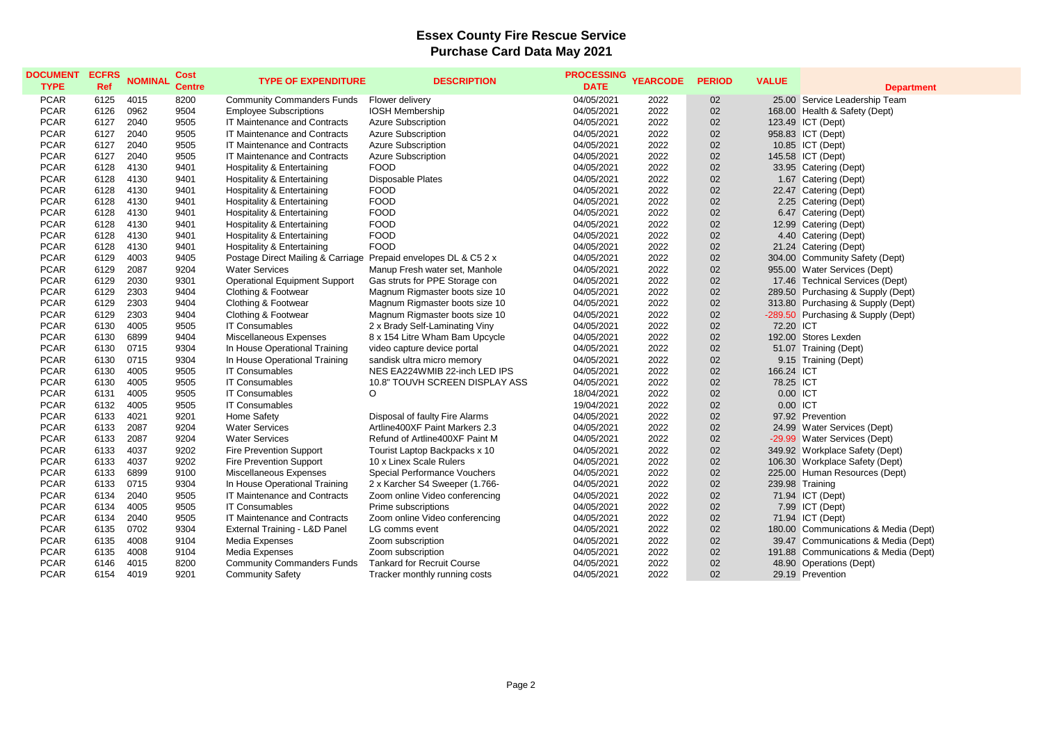# Essex County Fire Rescue Service
## Purchase Card Data May 2021

| DOCUMENT TYPE | ECFRS Ref | NOMINAL | Cost Centre | TYPE OF EXPENDITURE | DESCRIPTION | PROCESSING DATE | YEARCODE | PERIOD | VALUE | Department |
|---|---|---|---|---|---|---|---|---|---|---|
| PCAR | 6125 | 4015 | 8200 | Community Commanders Funds | Flower delivery | 04/05/2021 | 2022 | 02 | 25.00 | Service Leadership Team |
| PCAR | 6126 | 0962 | 9504 | Employee Subscriptions | IOSH Membership | 04/05/2021 | 2022 | 02 | 168.00 | Health & Safety (Dept) |
| PCAR | 6127 | 2040 | 9505 | IT Maintenance and Contracts | Azure Subscription | 04/05/2021 | 2022 | 02 | 123.49 | ICT (Dept) |
| PCAR | 6127 | 2040 | 9505 | IT Maintenance and Contracts | Azure Subscription | 04/05/2021 | 2022 | 02 | 958.83 | ICT (Dept) |
| PCAR | 6127 | 2040 | 9505 | IT Maintenance and Contracts | Azure Subscription | 04/05/2021 | 2022 | 02 | 10.85 | ICT (Dept) |
| PCAR | 6127 | 2040 | 9505 | IT Maintenance and Contracts | Azure Subscription | 04/05/2021 | 2022 | 02 | 145.58 | ICT (Dept) |
| PCAR | 6128 | 4130 | 9401 | Hospitality & Entertaining | FOOD | 04/05/2021 | 2022 | 02 | 33.95 | Catering (Dept) |
| PCAR | 6128 | 4130 | 9401 | Hospitality & Entertaining | Disposable Plates | 04/05/2021 | 2022 | 02 | 1.67 | Catering (Dept) |
| PCAR | 6128 | 4130 | 9401 | Hospitality & Entertaining | FOOD | 04/05/2021 | 2022 | 02 | 22.47 | Catering (Dept) |
| PCAR | 6128 | 4130 | 9401 | Hospitality & Entertaining | FOOD | 04/05/2021 | 2022 | 02 | 2.25 | Catering (Dept) |
| PCAR | 6128 | 4130 | 9401 | Hospitality & Entertaining | FOOD | 04/05/2021 | 2022 | 02 | 6.47 | Catering (Dept) |
| PCAR | 6128 | 4130 | 9401 | Hospitality & Entertaining | FOOD | 04/05/2021 | 2022 | 02 | 12.99 | Catering (Dept) |
| PCAR | 6128 | 4130 | 9401 | Hospitality & Entertaining | FOOD | 04/05/2021 | 2022 | 02 | 4.40 | Catering (Dept) |
| PCAR | 6128 | 4130 | 9401 | Hospitality & Entertaining | FOOD | 04/05/2021 | 2022 | 02 | 21.24 | Catering (Dept) |
| PCAR | 6129 | 4003 | 9405 | Postage Direct Mailing & Carriage | Prepaid envelopes DL & C5 2 x | 04/05/2021 | 2022 | 02 | 304.00 | Community Safety (Dept) |
| PCAR | 6129 | 2087 | 9204 | Water Services | Manup Fresh water set, Manhole | 04/05/2021 | 2022 | 02 | 955.00 | Water Services (Dept) |
| PCAR | 6129 | 2030 | 9301 | Operational Equipment Support | Gas struts for PPE Storage con | 04/05/2021 | 2022 | 02 | 17.46 | Technical Services (Dept) |
| PCAR | 6129 | 2303 | 9404 | Clothing & Footwear | Magnum Rigmaster boots size 10 | 04/05/2021 | 2022 | 02 | 289.50 | Purchasing & Supply (Dept) |
| PCAR | 6129 | 2303 | 9404 | Clothing & Footwear | Magnum Rigmaster boots size 10 | 04/05/2021 | 2022 | 02 | 313.80 | Purchasing & Supply (Dept) |
| PCAR | 6129 | 2303 | 9404 | Clothing & Footwear | Magnum Rigmaster boots size 10 | 04/05/2021 | 2022 | 02 | -289.50 | Purchasing & Supply (Dept) |
| PCAR | 6130 | 4005 | 9505 | IT Consumables | 2 x Brady Self-Laminating Viny | 04/05/2021 | 2022 | 02 | 72.20 | ICT |
| PCAR | 6130 | 6899 | 9404 | Miscellaneous Expenses | 8 x 154 Litre Wham Bam Upcycle | 04/05/2021 | 2022 | 02 | 192.00 | Stores Lexden |
| PCAR | 6130 | 0715 | 9304 | In House Operational Training | video capture device portal | 04/05/2021 | 2022 | 02 | 51.07 | Training (Dept) |
| PCAR | 6130 | 0715 | 9304 | In House Operational Training | sandisk ultra micro memory | 04/05/2021 | 2022 | 02 | 9.15 | Training (Dept) |
| PCAR | 6130 | 4005 | 9505 | IT Consumables | NES EA224WMIB 22-inch LED IPS | 04/05/2021 | 2022 | 02 | 166.24 | ICT |
| PCAR | 6130 | 4005 | 9505 | IT Consumables | 10.8" TOUVH SCREEN DISPLAY ASS | 04/05/2021 | 2022 | 02 | 78.25 | ICT |
| PCAR | 6131 | 4005 | 9505 | IT Consumables | O | 18/04/2021 | 2022 | 02 | 0.00 | ICT |
| PCAR | 6132 | 4005 | 9505 | IT Consumables | | 19/04/2021 | 2022 | 02 | 0.00 | ICT |
| PCAR | 6133 | 4021 | 9201 | Home Safety | Disposal of faulty Fire Alarms | 04/05/2021 | 2022 | 02 | 97.92 | Prevention |
| PCAR | 6133 | 2087 | 9204 | Water Services | Artline400XF Paint Markers 2.3 | 04/05/2021 | 2022 | 02 | 24.99 | Water Services (Dept) |
| PCAR | 6133 | 2087 | 9204 | Water Services | Refund of Artline400XF Paint M | 04/05/2021 | 2022 | 02 | -29.99 | Water Services (Dept) |
| PCAR | 6133 | 4037 | 9202 | Fire Prevention Support | Tourist Laptop Backpacks x 10 | 04/05/2021 | 2022 | 02 | 349.92 | Workplace Safety (Dept) |
| PCAR | 6133 | 4037 | 9202 | Fire Prevention Support | 10 x Linex Scale Rulers | 04/05/2021 | 2022 | 02 | 106.30 | Workplace Safety (Dept) |
| PCAR | 6133 | 6899 | 9100 | Miscellaneous Expenses | Special Performance Vouchers | 04/05/2021 | 2022 | 02 | 225.00 | Human Resources (Dept) |
| PCAR | 6133 | 0715 | 9304 | In House Operational Training | 2 x Karcher S4 Sweeper (1.766- | 04/05/2021 | 2022 | 02 | 239.98 | Training |
| PCAR | 6134 | 2040 | 9505 | IT Maintenance and Contracts | Zoom online Video conferencing | 04/05/2021 | 2022 | 02 | 71.94 | ICT (Dept) |
| PCAR | 6134 | 4005 | 9505 | IT Consumables | Prime subscriptions | 04/05/2021 | 2022 | 02 | 7.99 | ICT (Dept) |
| PCAR | 6134 | 2040 | 9505 | IT Maintenance and Contracts | Zoom online Video conferencing | 04/05/2021 | 2022 | 02 | 71.94 | ICT (Dept) |
| PCAR | 6135 | 0702 | 9304 | External Training - L&D Panel | LG comms event | 04/05/2021 | 2022 | 02 | 180.00 | Communications & Media (Dept) |
| PCAR | 6135 | 4008 | 9104 | Media Expenses | Zoom subscription | 04/05/2021 | 2022 | 02 | 39.47 | Communications & Media (Dept) |
| PCAR | 6135 | 4008 | 9104 | Media Expenses | Zoom subscription | 04/05/2021 | 2022 | 02 | 191.88 | Communications & Media (Dept) |
| PCAR | 6146 | 4015 | 8200 | Community Commanders Funds | Tankard for Recruit Course | 04/05/2021 | 2022 | 02 | 48.90 | Operations (Dept) |
| PCAR | 6154 | 4019 | 9201 | Community Safety | Tracker monthly running costs | 04/05/2021 | 2022 | 02 | 29.19 | Prevention |